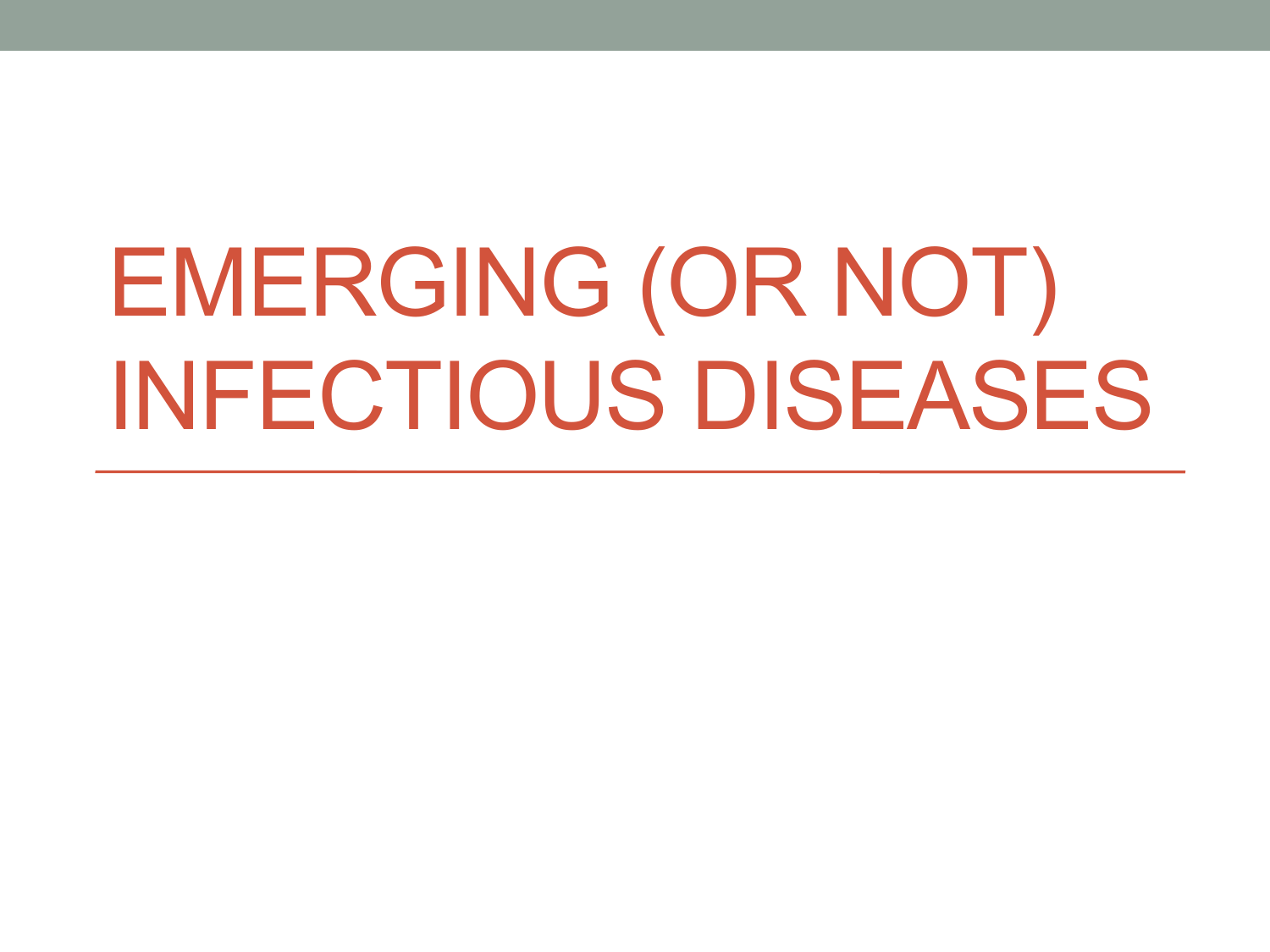# EMERGING (OR NOT) INFECTIOUS DISEASES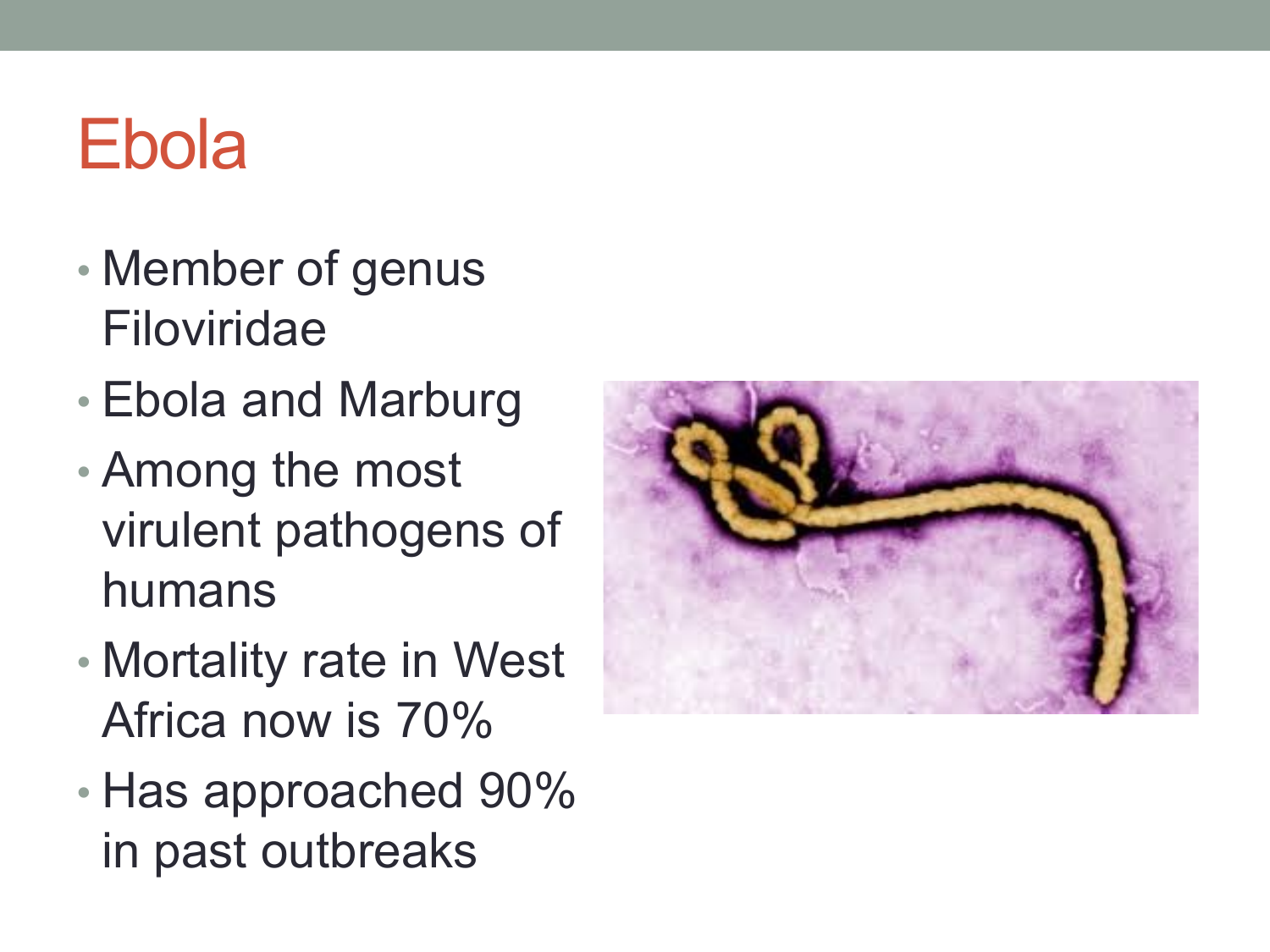# Ebola

- Member of genus Filoviridae
- Ebola and Marburg
- Among the most virulent pathogens of humans
- Mortality rate in West Africa now is 70%
- Has approached 90% in past outbreaks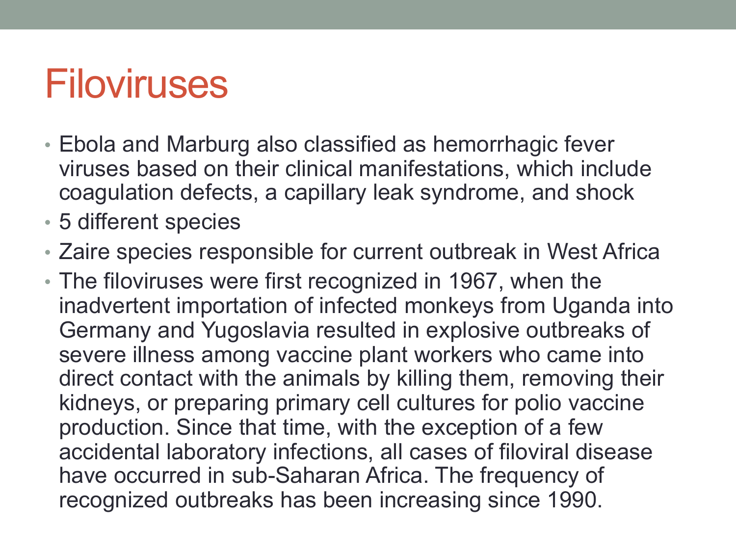# Filoviruses

- Ebola and Marburg also classified as hemorrhagic fever viruses based on their clinical manifestations, which include coagulation defects, a capillary leak syndrome, and shock
- 5 different species
- Zaire species responsible for current outbreak in West Africa
- The filoviruses were first recognized in 1967, when the inadvertent importation of infected monkeys from Uganda into Germany and Yugoslavia resulted in explosive outbreaks of severe illness among vaccine plant workers who came into direct contact with the animals by killing them, removing their kidneys, or preparing primary cell cultures for polio vaccine production. Since that time, with the exception of a few accidental laboratory infections, all cases of filoviral disease have occurred in sub-Saharan Africa. The frequency of recognized outbreaks has been increasing since 1990.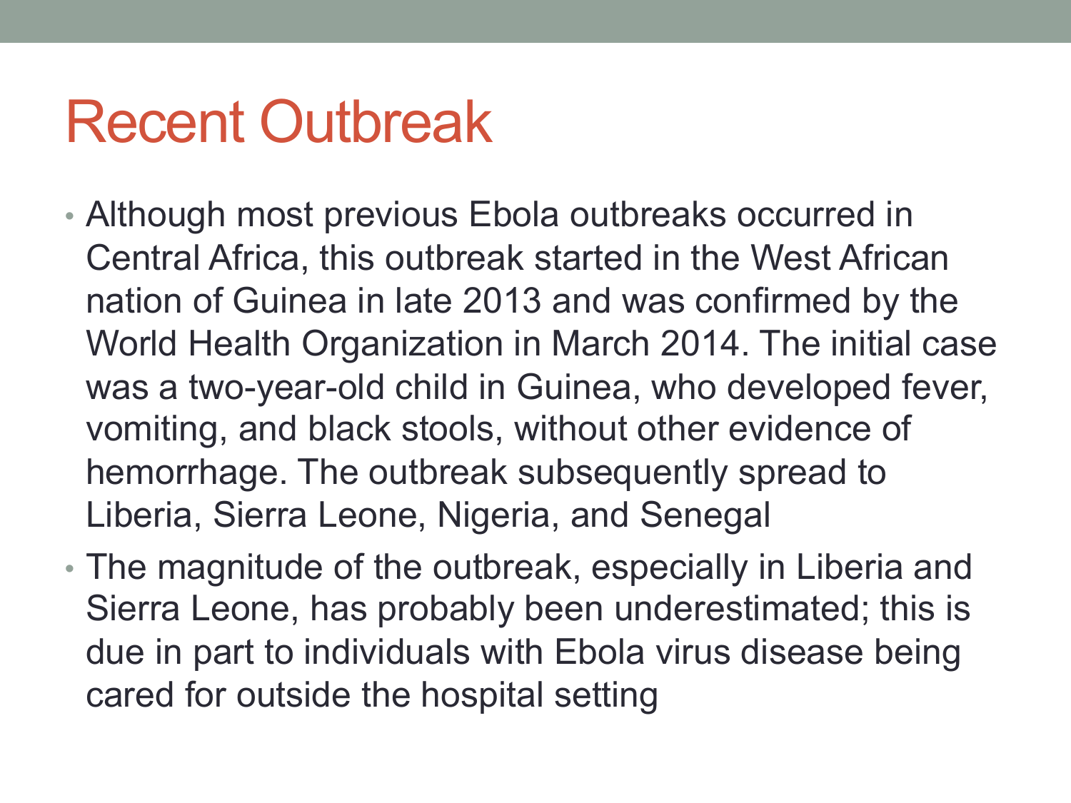# Recent Outbreak

- Although most previous Ebola outbreaks occurred in Central Africa, this outbreak started in the West African nation of Guinea in late 2013 and was confirmed by the World Health Organization in March 2014. The initial case was a two-year-old child in Guinea, who developed fever, vomiting, and black stools, without other evidence of hemorrhage. The outbreak subsequently spread to Liberia, Sierra Leone, Nigeria, and Senegal
- The magnitude of the outbreak, especially in Liberia and Sierra Leone, has probably been underestimated; this is due in part to individuals with Ebola virus disease being cared for outside the hospital setting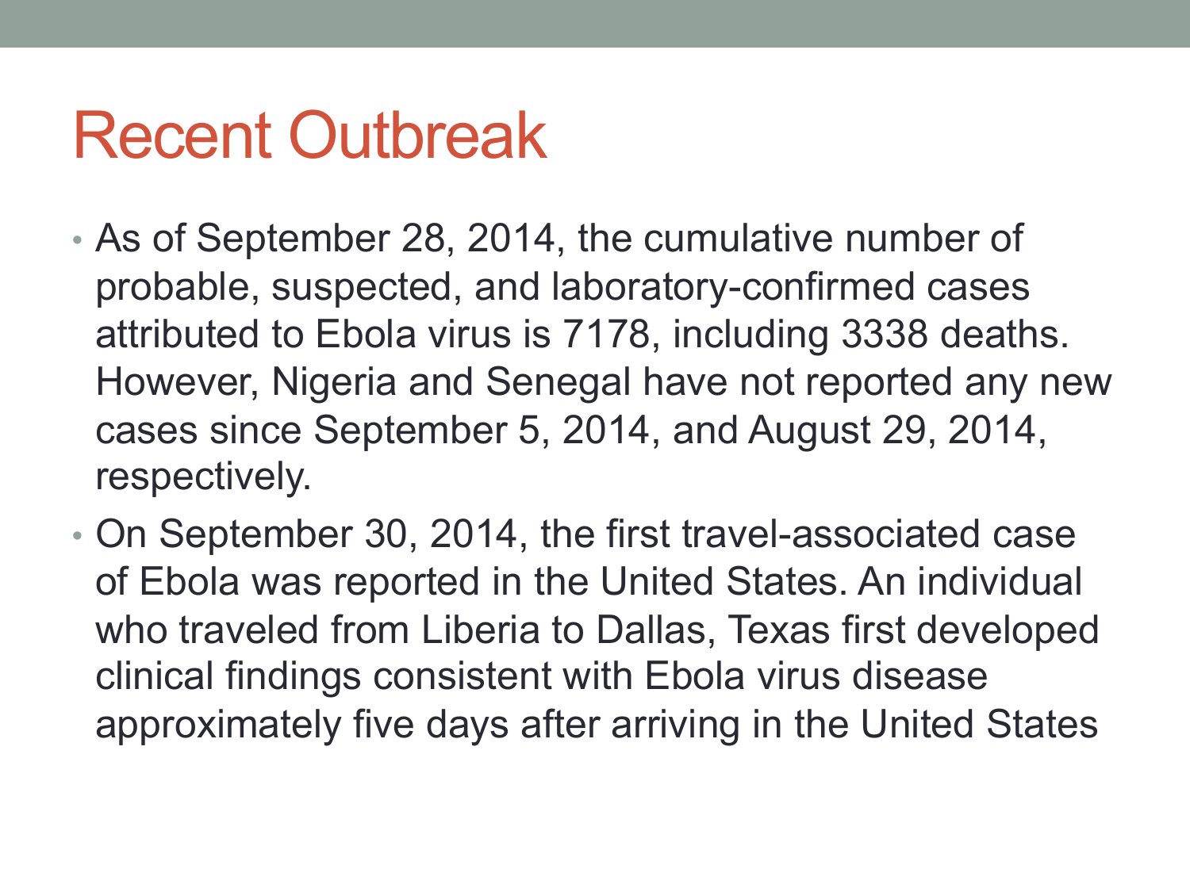# Recent Outbreak

- As of September 28, 2014, the cumulative number of probable, suspected, and laboratory-confirmed cases attributed to Ebola virus is 7178, including 3338 deaths. However, Nigeria and Senegal have not reported any new cases since September 5, 2014, and August 29, 2014, respectively.
- On September 30, 2014, the first travel-associated case of Ebola was reported in the United States. An individual who traveled from Liberia to Dallas, Texas first developed clinical findings consistent with Ebola virus disease approximately five days after arriving in the United States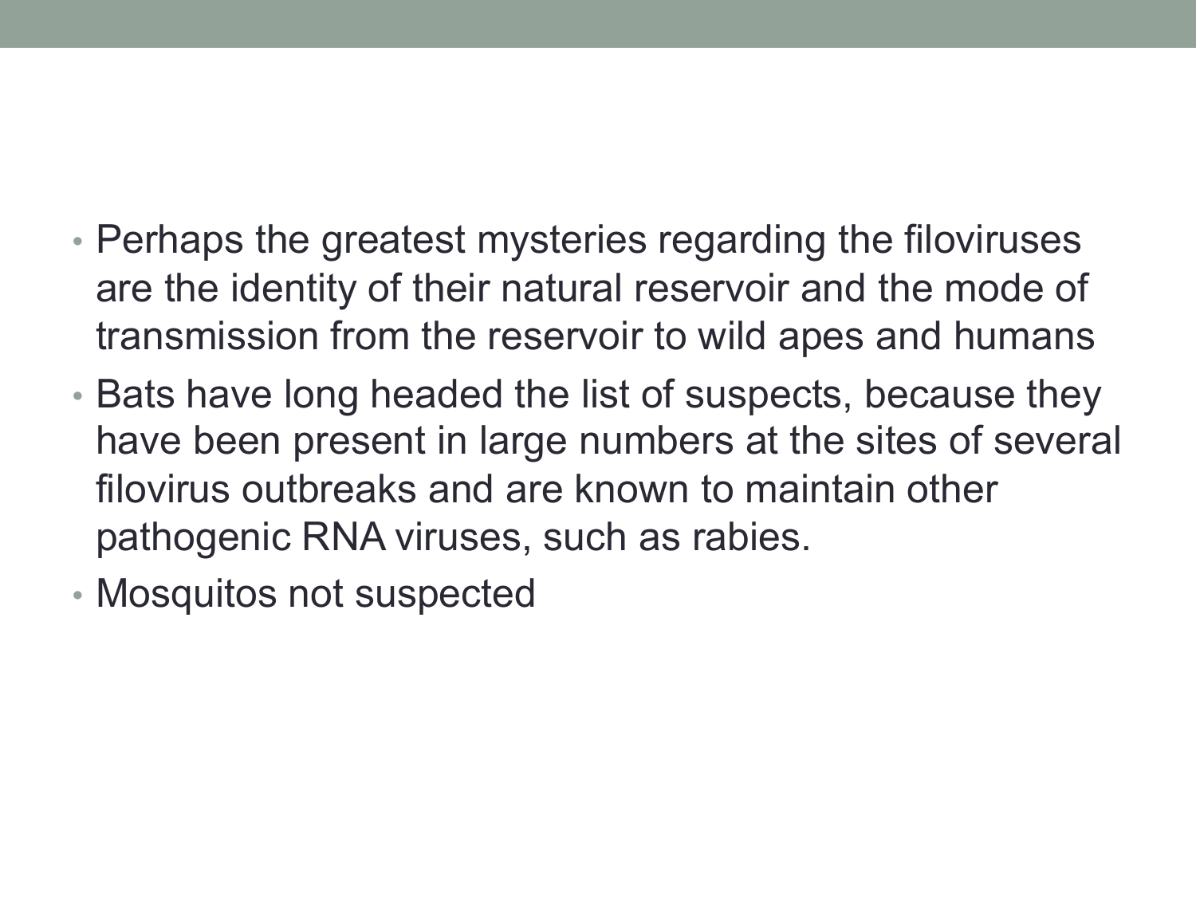- Perhaps the greatest mysteries regarding the filoviruses are the identity of their natural reservoir and the mode of transmission from the reservoir to wild apes and humans
- Bats have long headed the list of suspects, because they have been present in large numbers at the sites of several filovirus outbreaks and are known to maintain other pathogenic RNA viruses, such as rabies.
- Mosquitos not suspected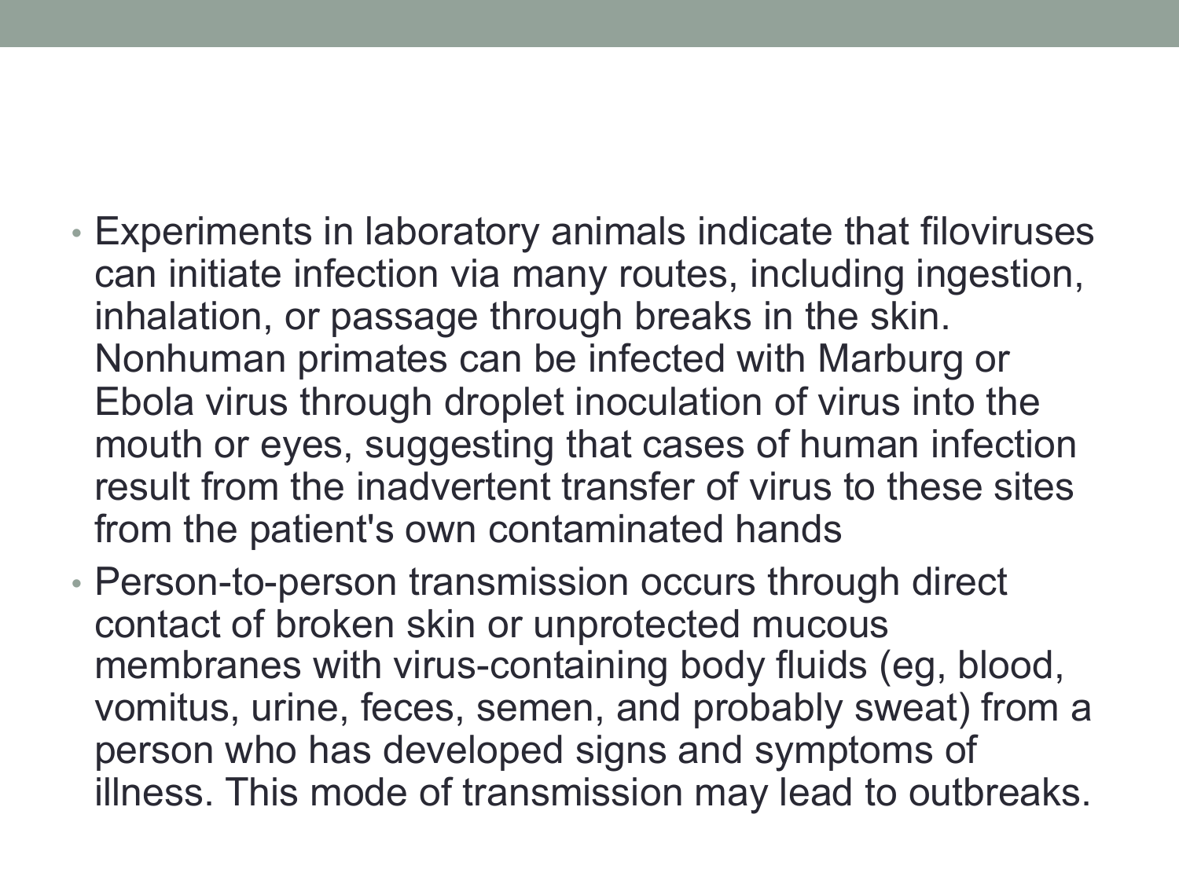- Experiments in laboratory animals indicate that filoviruses can initiate infection via many routes, including ingestion, inhalation, or passage through breaks in the skin. Nonhuman primates can be infected with Marburg or Ebola virus through droplet inoculation of virus into the mouth or eyes, suggesting that cases of human infection result from the inadvertent transfer of virus to these sites from the patient's own contaminated hands
- Person-to-person transmission occurs through direct contact of broken skin or unprotected mucous membranes with virus-containing body fluids (eg, blood, vomitus, urine, feces, semen, and probably sweat) from a person who has developed signs and symptoms of illness. This mode of transmission may lead to outbreaks.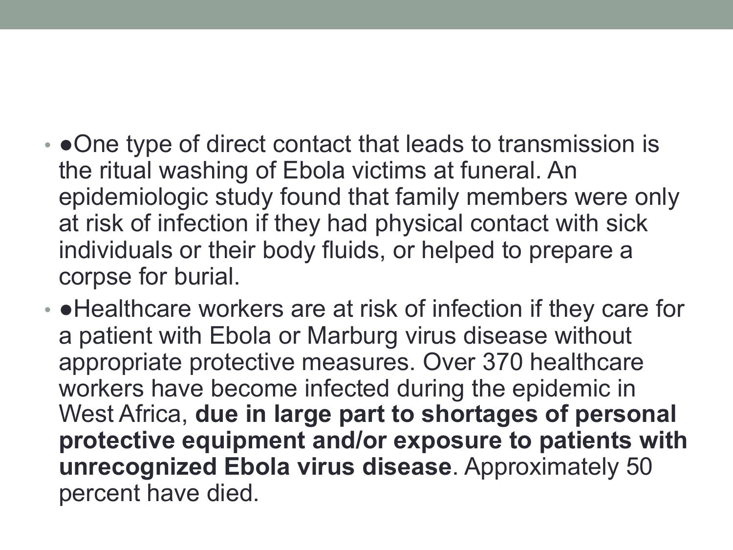- ●One type of direct contact that leads to transmission is the ritual washing of Ebola victims at funeral. An epidemiologic study found that family members were only at risk of infection if they had physical contact with sick individuals or their body fluids, or helped to prepare a corpse for burial.
- ●Healthcare workers are at risk of infection if they care for a patient with Ebola or Marburg virus disease without appropriate protective measures. Over 370 healthcare workers have become infected during the epidemic in West Africa, **due in large part to shortages of personal protective equipment and/or exposure to patients with unrecognized Ebola virus disease**. Approximately 50 percent have died.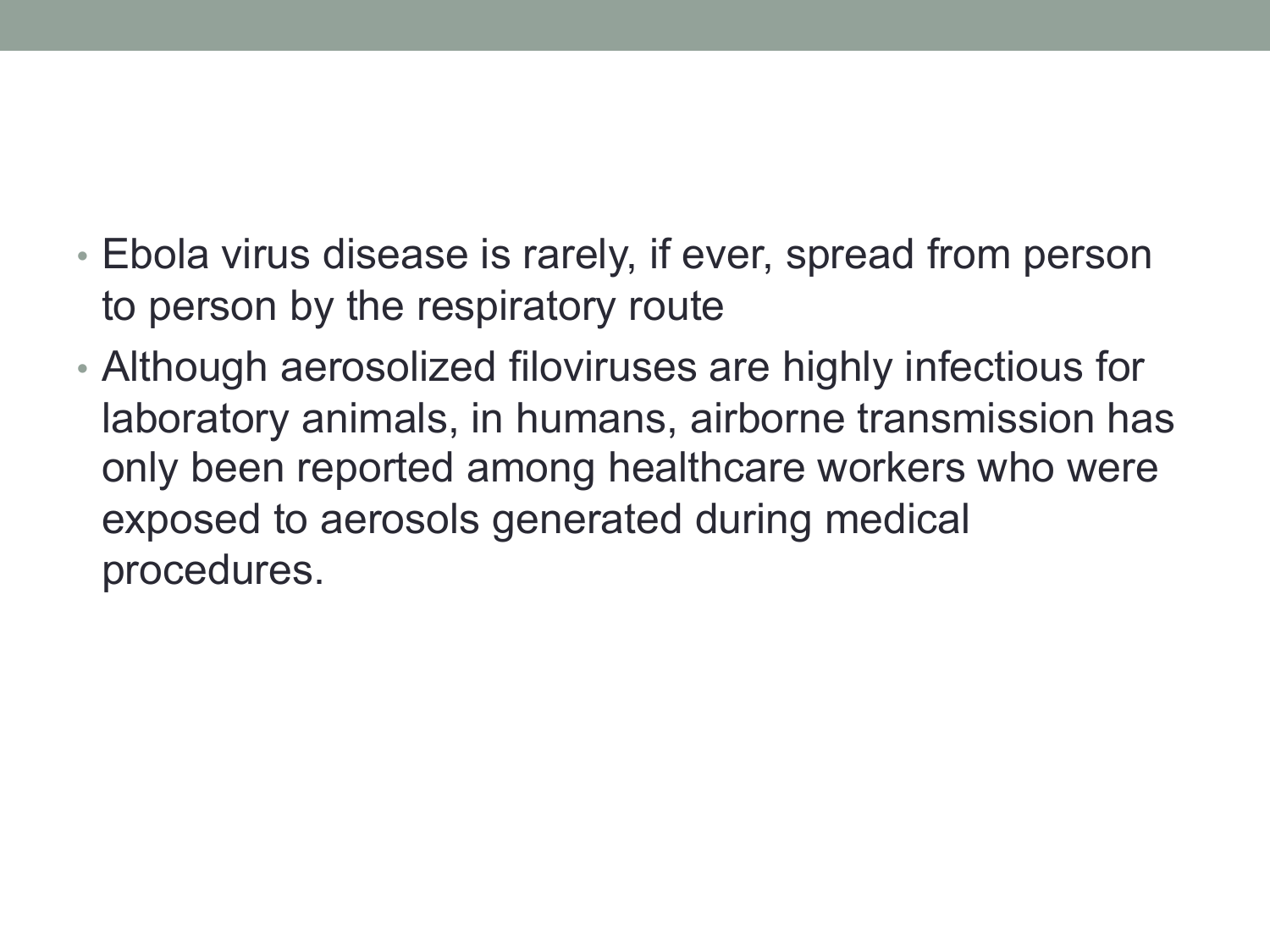- Ebola virus disease is rarely, if ever, spread from person to person by the respiratory route
- Although aerosolized filoviruses are highly infectious for laboratory animals, in humans, airborne transmission has only been reported among healthcare workers who were exposed to aerosols generated during medical procedures.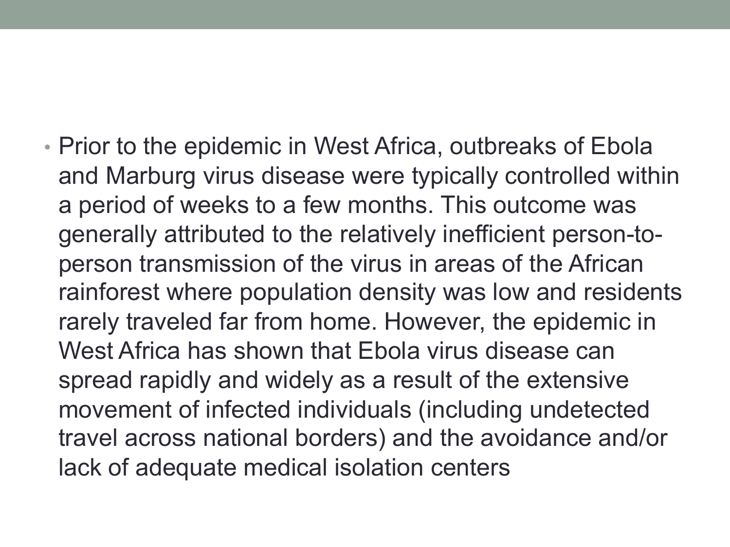- Prior to the epidemic in West Africa, outbreaks of Ebola and Marburg virus disease were typically controlled within a period of weeks to a few months. This outcome was generally attributed to the relatively inefficient person-to-person transmission of the virus in areas of the African rainforest where population density was low and residents rarely traveled far from home. However, the epidemic in West Africa has shown that Ebola virus disease can spread rapidly and widely as a result of the extensive movement of infected individuals (including undetected travel across national borders) and the avoidance and/or lack of adequate medical isolation centers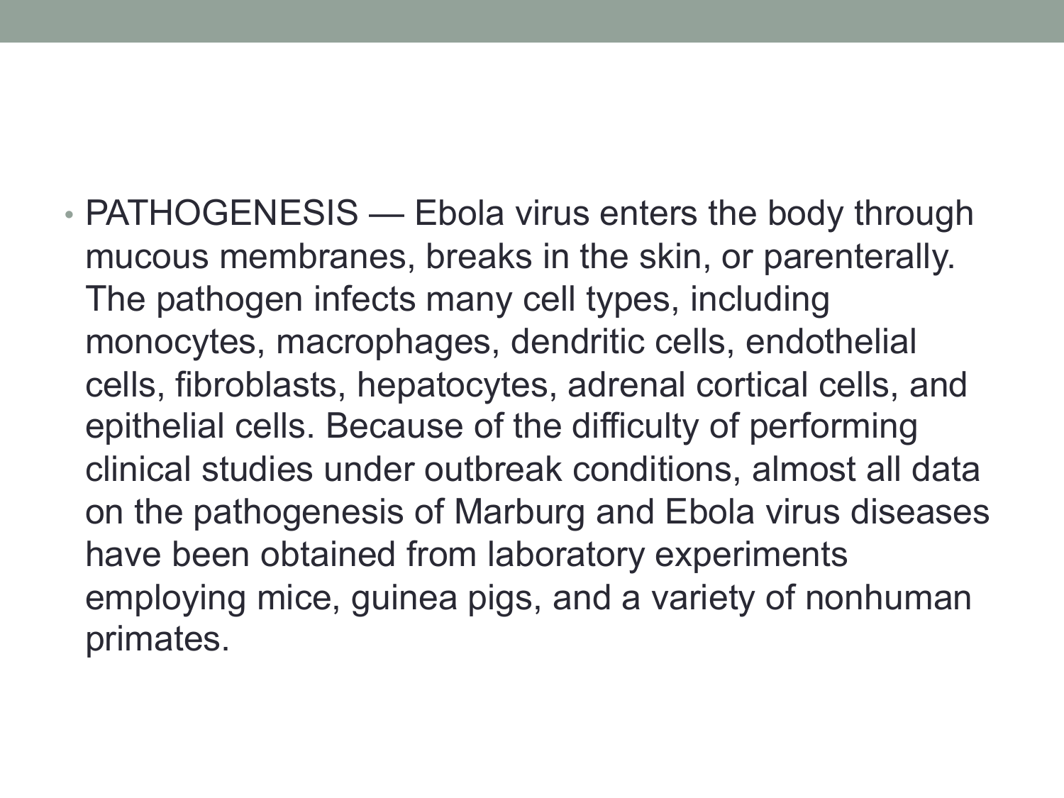- PATHOGENESIS — Ebola virus enters the body through mucous membranes, breaks in the skin, or parenterally. The pathogen infects many cell types, including monocytes, macrophages, dendritic cells, endothelial cells, fibroblasts, hepatocytes, adrenal cortical cells, and epithelial cells. Because of the difficulty of performing clinical studies under outbreak conditions, almost all data on the pathogenesis of Marburg and Ebola virus diseases have been obtained from laboratory experiments employing mice, guinea pigs, and a variety of nonhuman primates.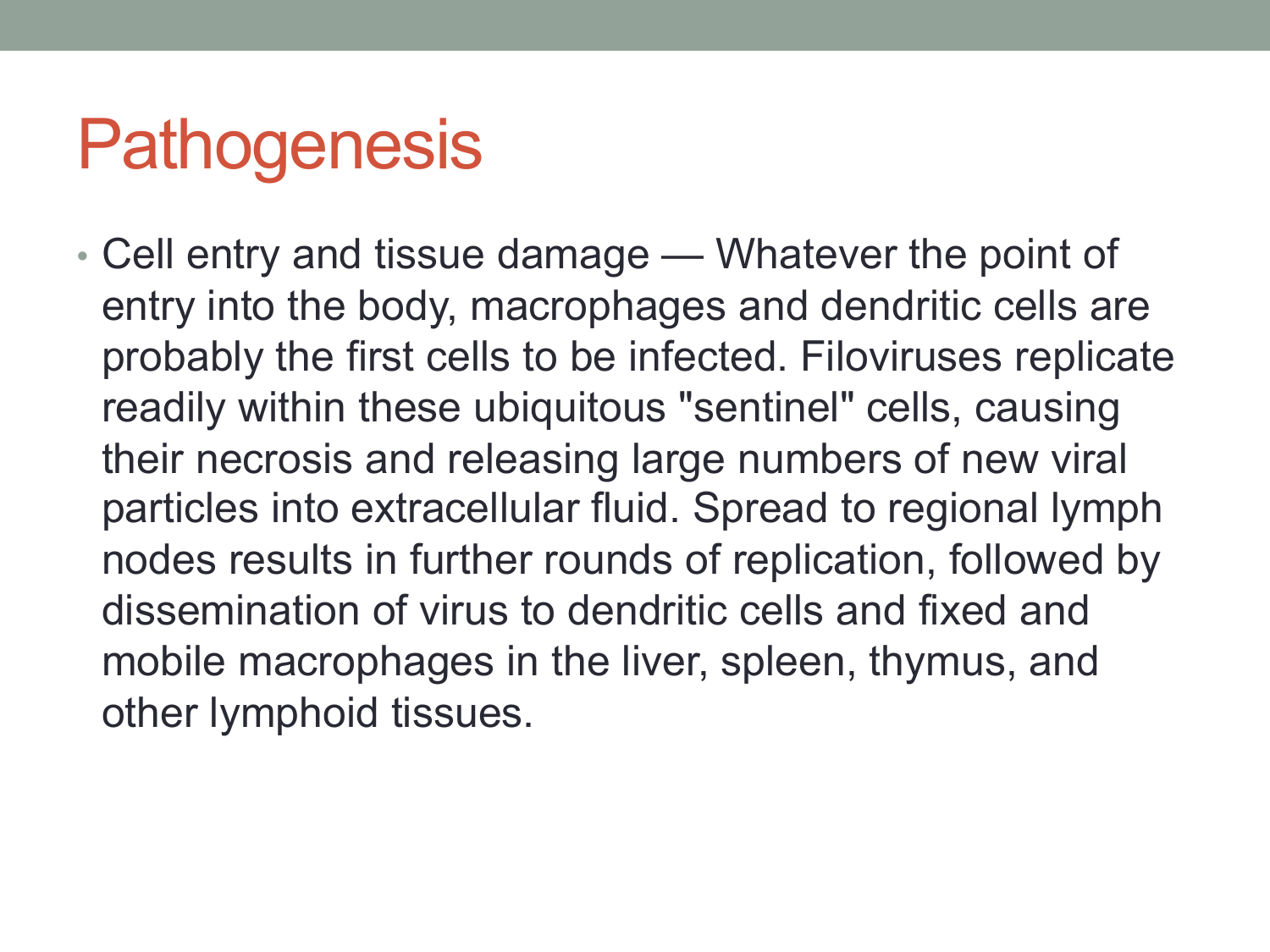# Pathogenesis

- Cell entry and tissue damage — Whatever the point of entry into the body, macrophages and dendritic cells are probably the first cells to be infected. Filoviruses replicate readily within these ubiquitous "sentinel" cells, causing their necrosis and releasing large numbers of new viral particles into extracellular fluid. Spread to regional lymph nodes results in further rounds of replication, followed by dissemination of virus to dendritic cells and fixed and mobile macrophages in the liver, spleen, thymus, and other lymphoid tissues.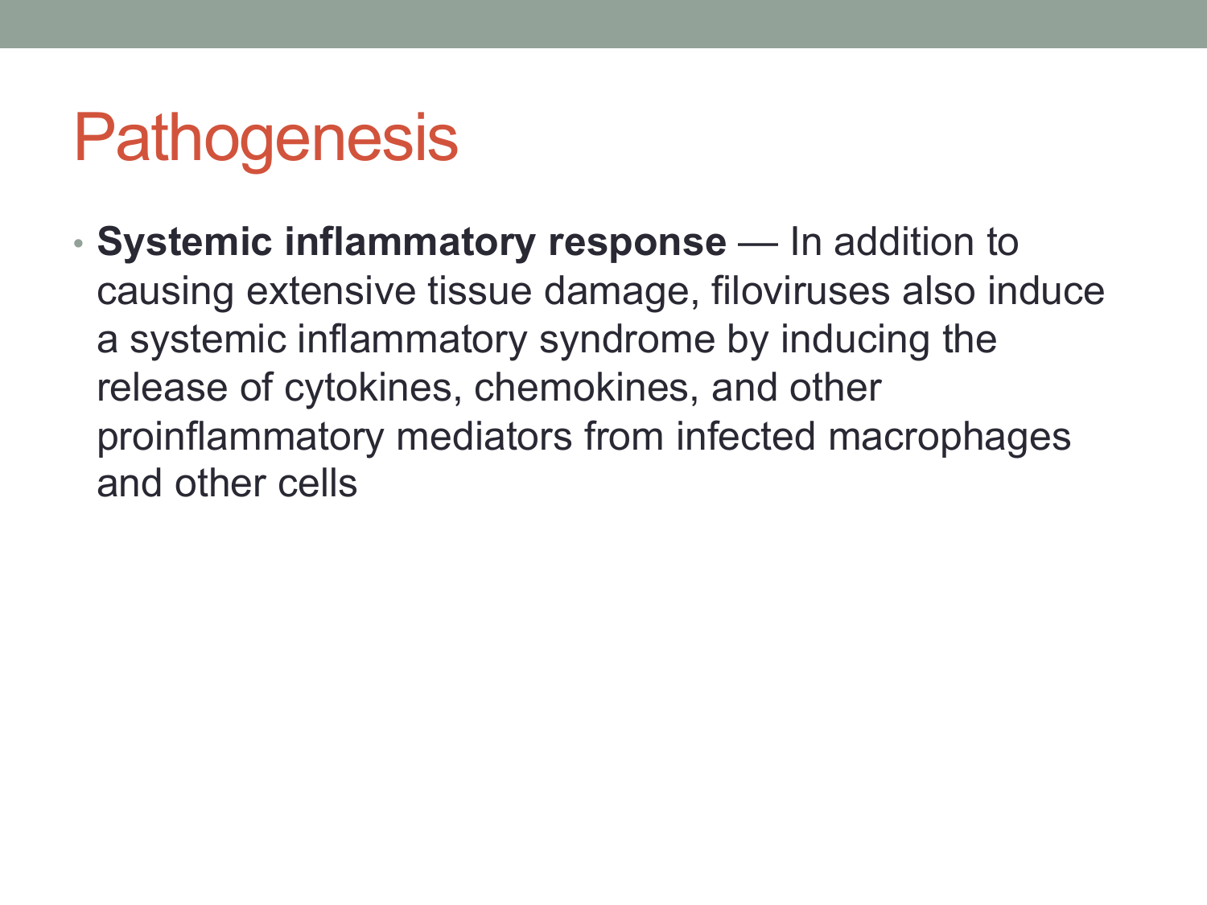# Pathogenesis

- **Systemic inflammatory response** — In addition to causing extensive tissue damage, filoviruses also induce a systemic inflammatory syndrome by inducing the release of cytokines, chemokines, and other proinflammatory mediators from infected macrophages and other cells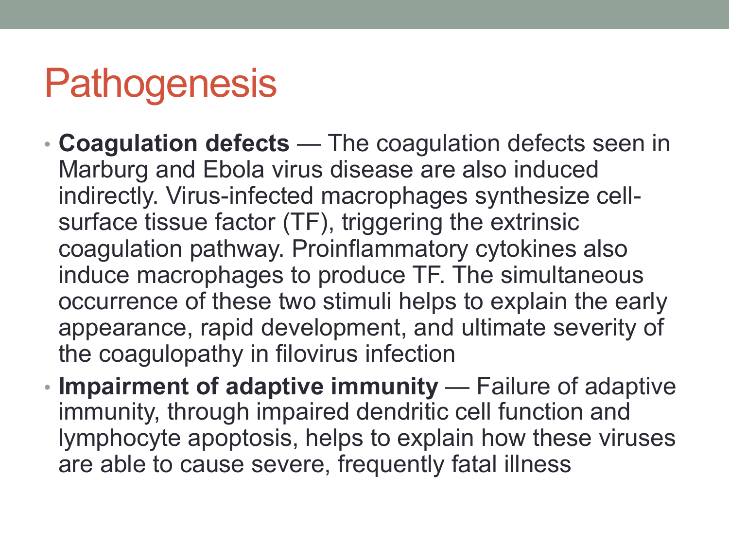# Pathogenesis

- **Coagulation defects** — The coagulation defects seen in Marburg and Ebola virus disease are also induced indirectly. Virus-infected macrophages synthesize cell-surface tissue factor (TF), triggering the extrinsic coagulation pathway. Proinflammatory cytokines also induce macrophages to produce TF. The simultaneous occurrence of these two stimuli helps to explain the early appearance, rapid development, and ultimate severity of the coagulopathy in filovirus infection
- **Impairment of adaptive immunity** — Failure of adaptive immunity, through impaired dendritic cell function and lymphocyte apoptosis, helps to explain how these viruses are able to cause severe, frequently fatal illness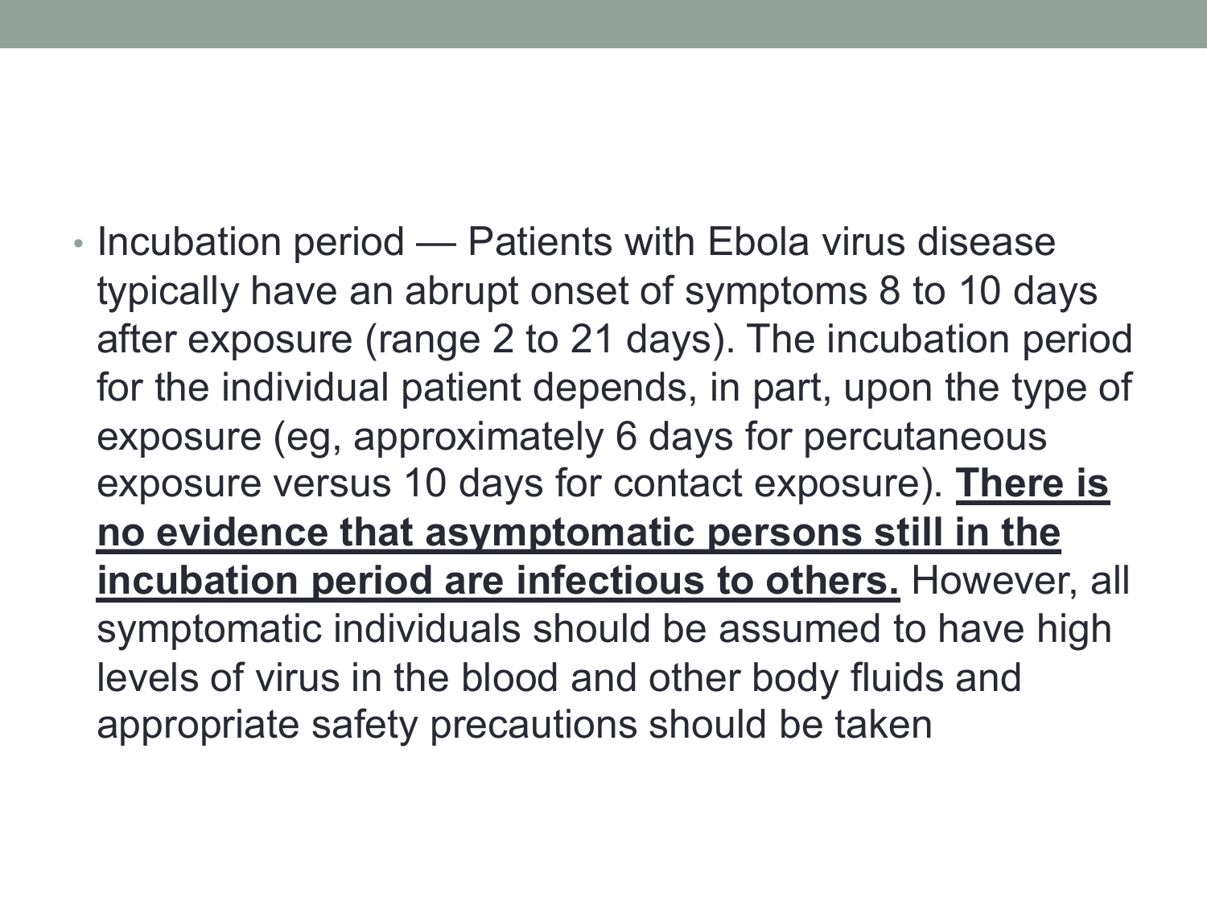- Incubation period — Patients with Ebola virus disease typically have an abrupt onset of symptoms 8 to 10 days after exposure (range 2 to 21 days). The incubation period for the individual patient depends, in part, upon the type of exposure (eg, approximately 6 days for percutaneous exposure versus 10 days for contact exposure). **<u>There is no evidence that asymptomatic persons still in the incubation period are infectious to others.</u>** However, all symptomatic individuals should be assumed to have high levels of virus in the blood and other body fluids and appropriate safety precautions should be taken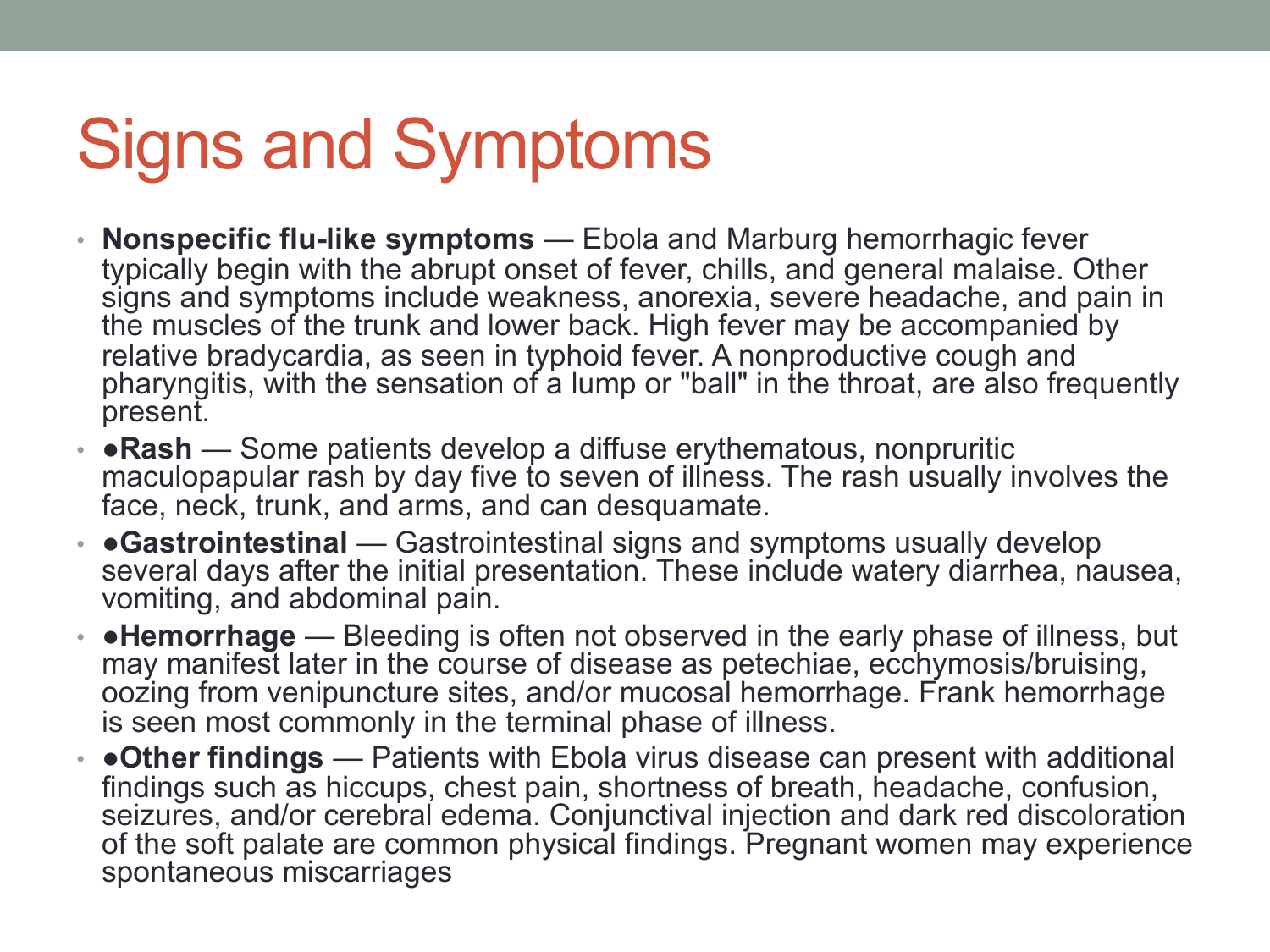# Signs and Symptoms

- **Nonspecific flu-like symptoms** — Ebola and Marburg hemorrhagic fever typically begin with the abrupt onset of fever, chills, and general malaise. Other signs and symptoms include weakness, anorexia, severe headache, and pain in the muscles of the trunk and lower back. High fever may be accompanied by relative bradycardia, as seen in typhoid fever. A nonproductive cough and pharyngitis, with the sensation of a lump or "ball" in the throat, are also frequently present.
- ●**Rash** — Some patients develop a diffuse erythematous, nonpruritic maculopapular rash by day five to seven of illness. The rash usually involves the face, neck, trunk, and arms, and can desquamate.
- ●**Gastrointestinal** — Gastrointestinal signs and symptoms usually develop several days after the initial presentation. These include watery diarrhea, nausea, vomiting, and abdominal pain.
- ●**Hemorrhage** — Bleeding is often not observed in the early phase of illness, but may manifest later in the course of disease as petechiae, ecchymosis/bruising, oozing from venipuncture sites, and/or mucosal hemorrhage. Frank hemorrhage is seen most commonly in the terminal phase of illness.
- ●**Other findings** — Patients with Ebola virus disease can present with additional findings such as hiccups, chest pain, shortness of breath, headache, confusion, seizures, and/or cerebral edema. Conjunctival injection and dark red discoloration of the soft palate are common physical findings. Pregnant women may experience spontaneous miscarriages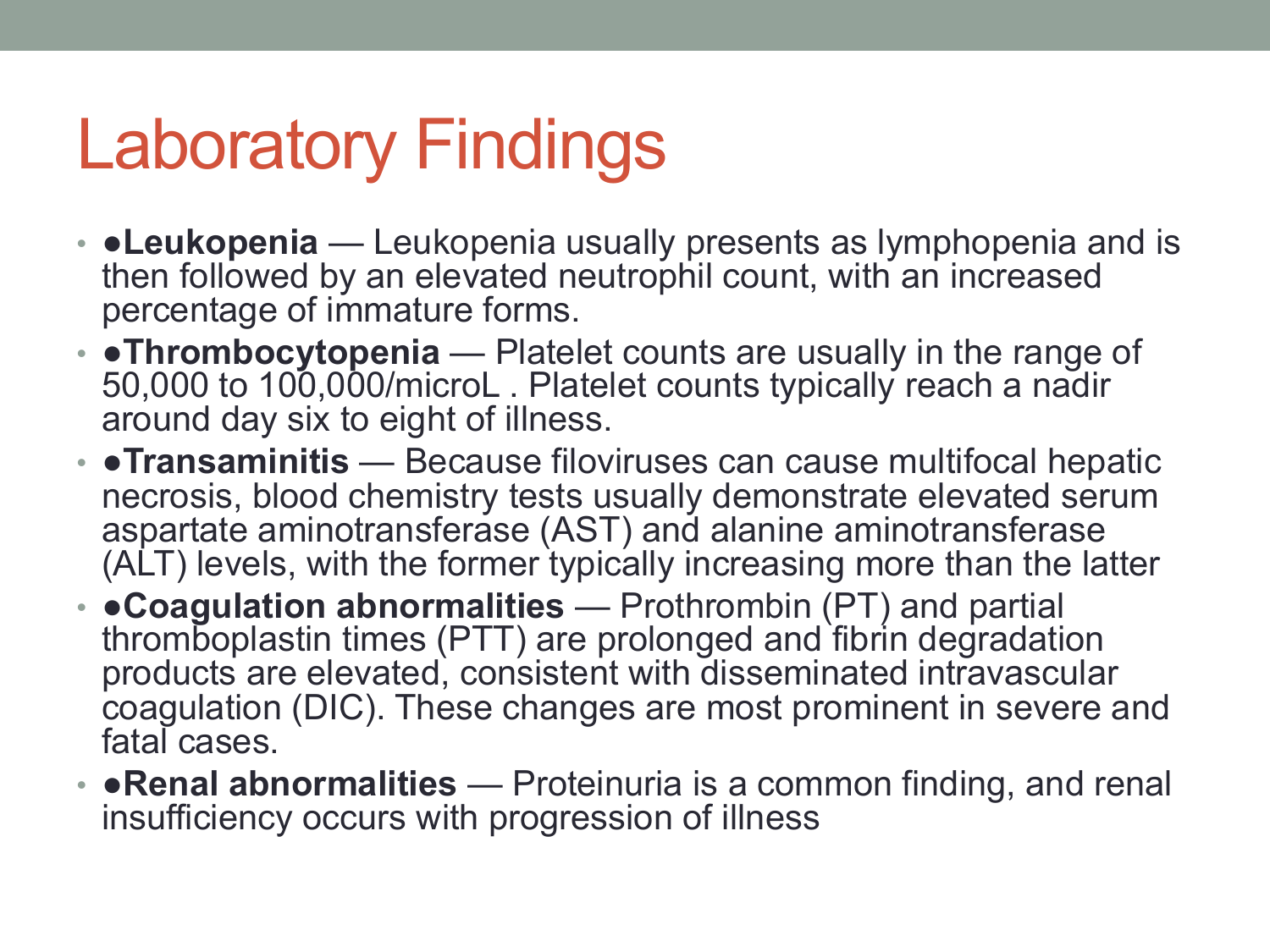# Laboratory Findings

- ●**Leukopenia** — Leukopenia usually presents as lymphopenia and is then followed by an elevated neutrophil count, with an increased percentage of immature forms.
- ●**Thrombocytopenia** — Platelet counts are usually in the range of 50,000 to 100,000/microL . Platelet counts typically reach a nadir around day six to eight of illness.
- ●**Transaminitis** — Because filoviruses can cause multifocal hepatic necrosis, blood chemistry tests usually demonstrate elevated serum aspartate aminotransferase (AST) and alanine aminotransferase (ALT) levels, with the former typically increasing more than the latter
- ●**Coagulation abnormalities** — Prothrombin (PT) and partial thromboplastin times (PTT) are prolonged and fibrin degradation products are elevated, consistent with disseminated intravascular coagulation (DIC). These changes are most prominent in severe and fatal cases.
- ●**Renal abnormalities** — Proteinuria is a common finding, and renal insufficiency occurs with progression of illness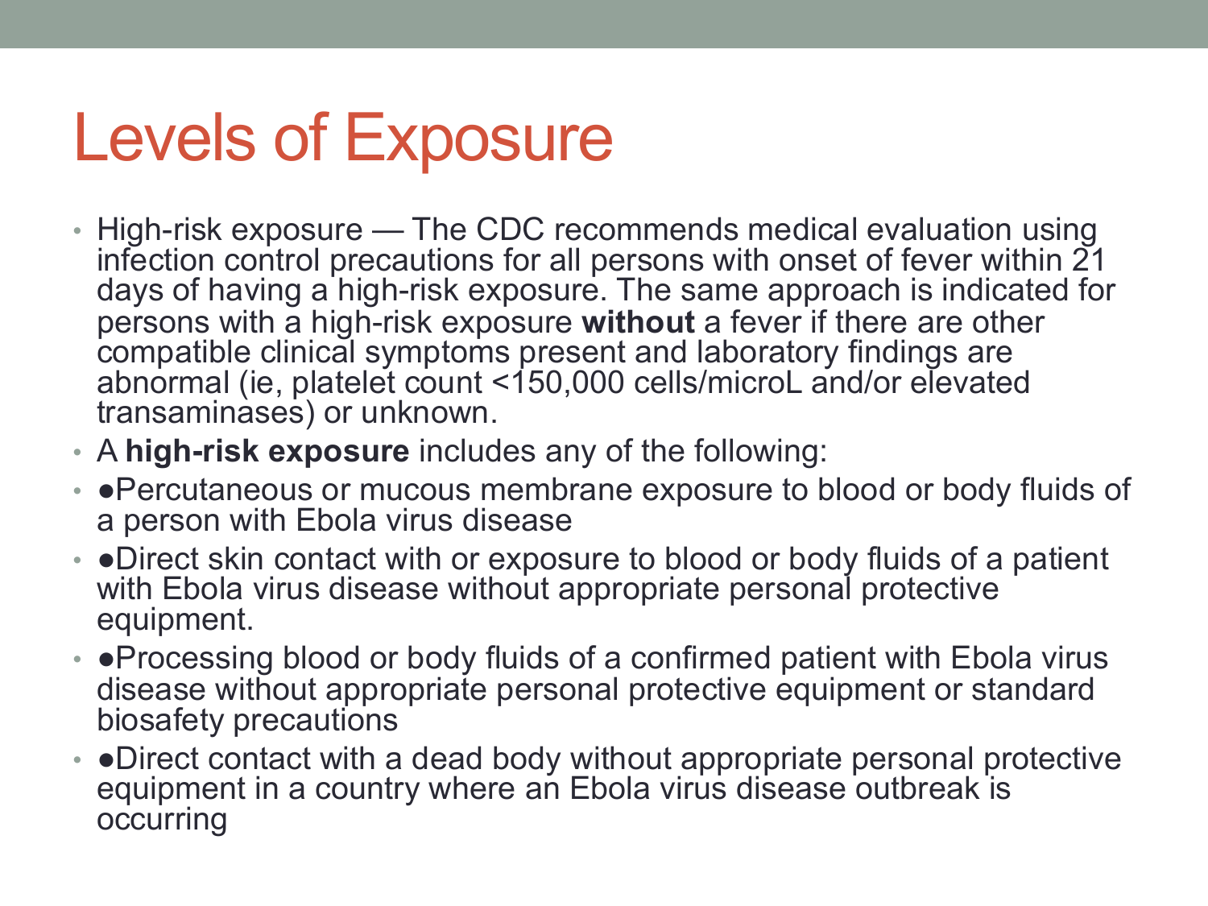# Levels of Exposure

- High-risk exposure — The CDC recommends medical evaluation using infection control precautions for all persons with onset of fever within 21 days of having a high-risk exposure. The same approach is indicated for persons with a high-risk exposure **without** a fever if there are other compatible clinical symptoms present and laboratory findings are abnormal (ie, platelet count <150,000 cells/microL and/or elevated transaminases) or unknown.
- A **high-risk exposure** includes any of the following:
- ●Percutaneous or mucous membrane exposure to blood or body fluids of a person with Ebola virus disease
- ●Direct skin contact with or exposure to blood or body fluids of a patient with Ebola virus disease without appropriate personal protective equipment.
- ●Processing blood or body fluids of a confirmed patient with Ebola virus disease without appropriate personal protective equipment or standard biosafety precautions
- ●Direct contact with a dead body without appropriate personal protective equipment in a country where an Ebola virus disease outbreak is occurring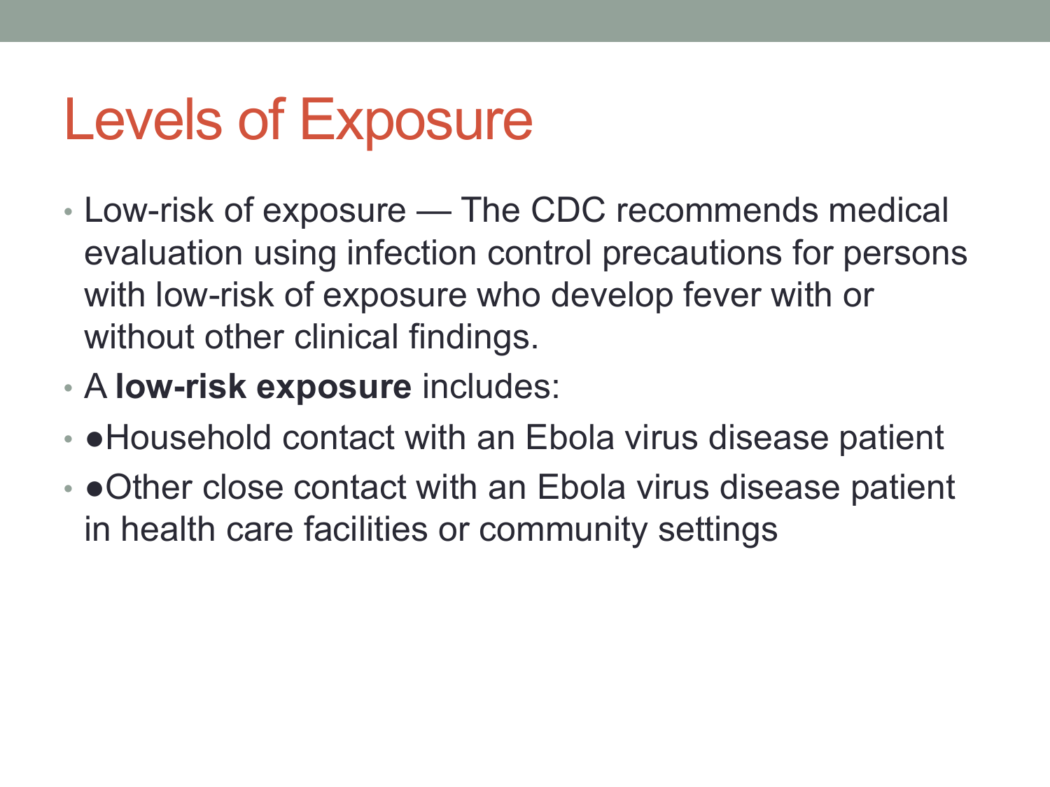# Levels of Exposure

- Low-risk of exposure — The CDC recommends medical evaluation using infection control precautions for persons with low-risk of exposure who develop fever with or without other clinical findings.
- A **low-risk exposure** includes:
- ●Household contact with an Ebola virus disease patient
- ●Other close contact with an Ebola virus disease patient in health care facilities or community settings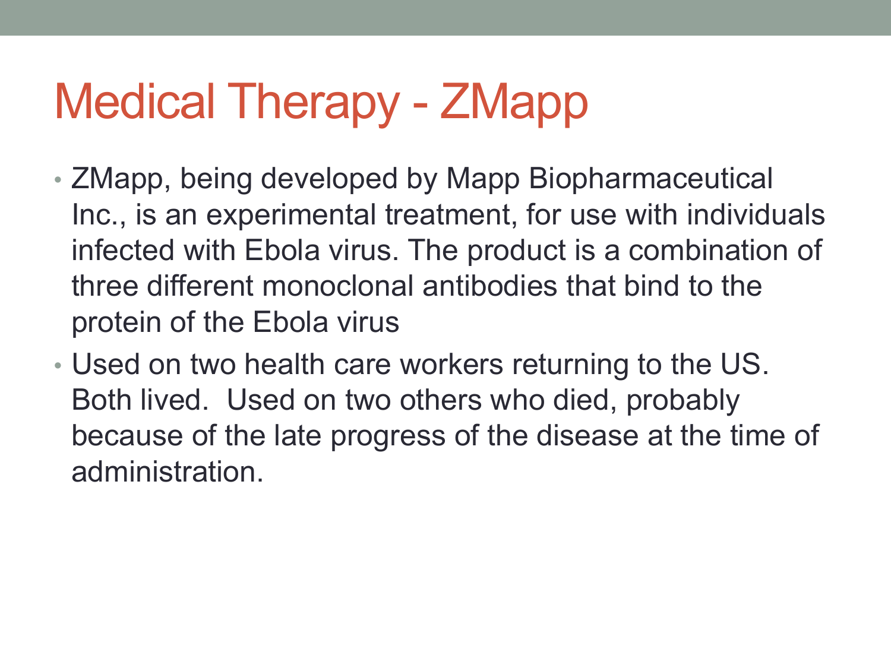# Medical Therapy - ZMapp

- ZMapp, being developed by Mapp Biopharmaceutical Inc., is an experimental treatment, for use with individuals infected with Ebola virus. The product is a combination of three different monoclonal antibodies that bind to the protein of the Ebola virus
- Used on two health care workers returning to the US. Both lived. Used on two others who died, probably because of the late progress of the disease at the time of administration.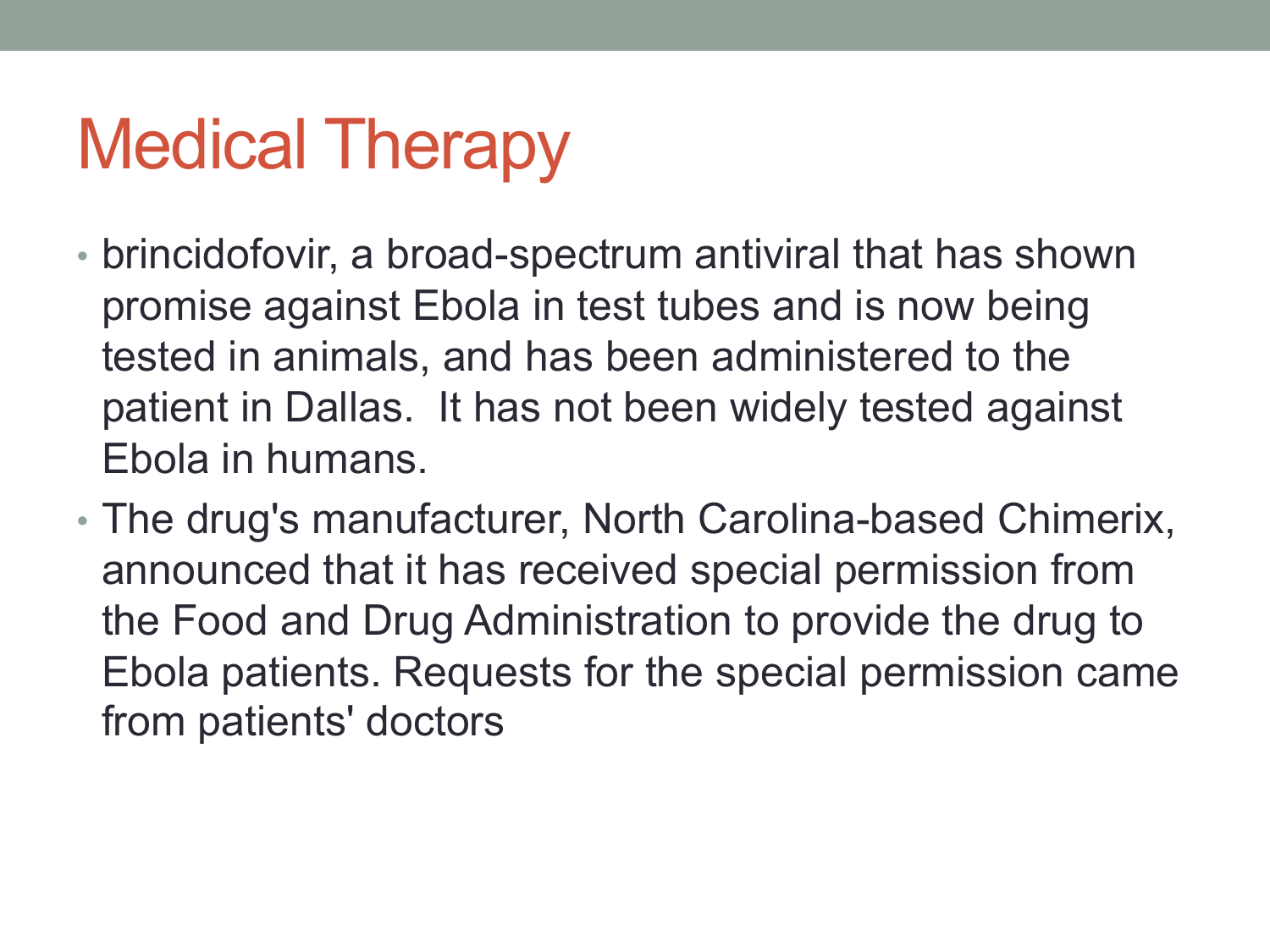# Medical Therapy

- brincidofovir, a broad-spectrum antiviral that has shown promise against Ebola in test tubes and is now being tested in animals, and has been administered to the patient in Dallas. It has not been widely tested against Ebola in humans.
- The drug's manufacturer, North Carolina-based Chimerix, announced that it has received special permission from the Food and Drug Administration to provide the drug to Ebola patients. Requests for the special permission came from patients' doctors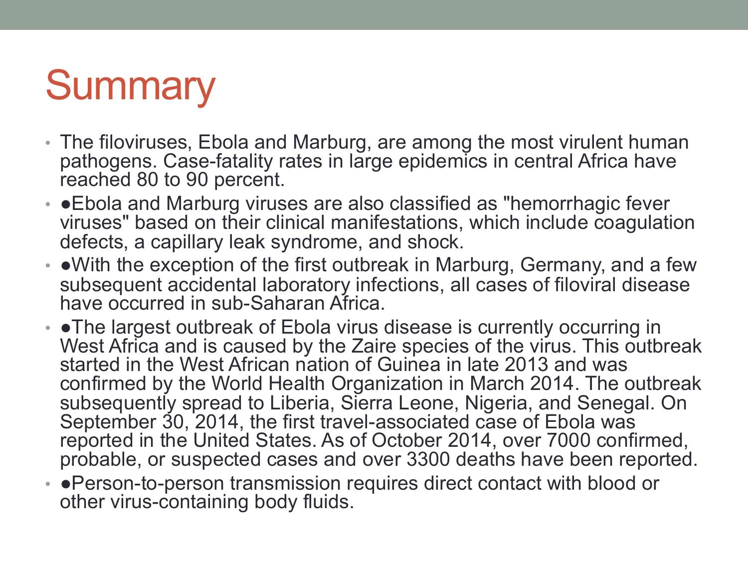# Summary

- The filoviruses, Ebola and Marburg, are among the most virulent human pathogens. Case-fatality rates in large epidemics in central Africa have reached 80 to 90 percent.
- ●Ebola and Marburg viruses are also classified as "hemorrhagic fever viruses" based on their clinical manifestations, which include coagulation defects, a capillary leak syndrome, and shock.
- ●With the exception of the first outbreak in Marburg, Germany, and a few subsequent accidental laboratory infections, all cases of filoviral disease have occurred in sub-Saharan Africa.
- ●The largest outbreak of Ebola virus disease is currently occurring in West Africa and is caused by the Zaire species of the virus. This outbreak started in the West African nation of Guinea in late 2013 and was confirmed by the World Health Organization in March 2014. The outbreak subsequently spread to Liberia, Sierra Leone, Nigeria, and Senegal. On September 30, 2014, the first travel-associated case of Ebola was reported in the United States. As of October 2014, over 7000 confirmed, probable, or suspected cases and over 3300 deaths have been reported.
- ●Person-to-person transmission requires direct contact with blood or other virus-containing body fluids.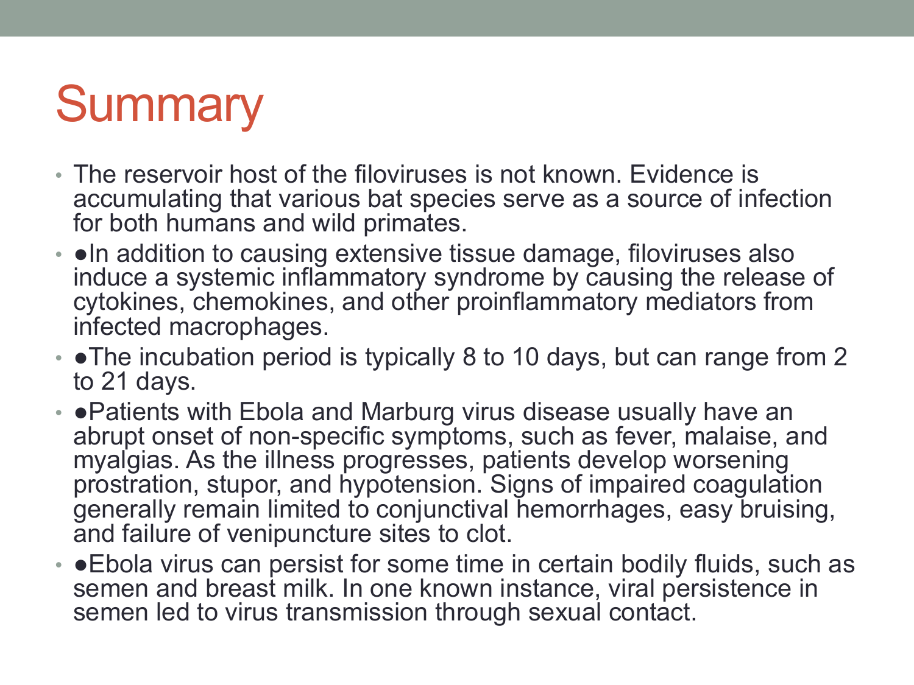# Summary

- The reservoir host of the filoviruses is not known. Evidence is accumulating that various bat species serve as a source of infection for both humans and wild primates.
- ●In addition to causing extensive tissue damage, filoviruses also induce a systemic inflammatory syndrome by causing the release of cytokines, chemokines, and other proinflammatory mediators from infected macrophages.
- ●The incubation period is typically 8 to 10 days, but can range from 2 to 21 days.
- ●Patients with Ebola and Marburg virus disease usually have an abrupt onset of non-specific symptoms, such as fever, malaise, and myalgias. As the illness progresses, patients develop worsening prostration, stupor, and hypotension. Signs of impaired coagulation generally remain limited to conjunctival hemorrhages, easy bruising, and failure of venipuncture sites to clot.
- ●Ebola virus can persist for some time in certain bodily fluids, such as semen and breast milk. In one known instance, viral persistence in semen led to virus transmission through sexual contact.